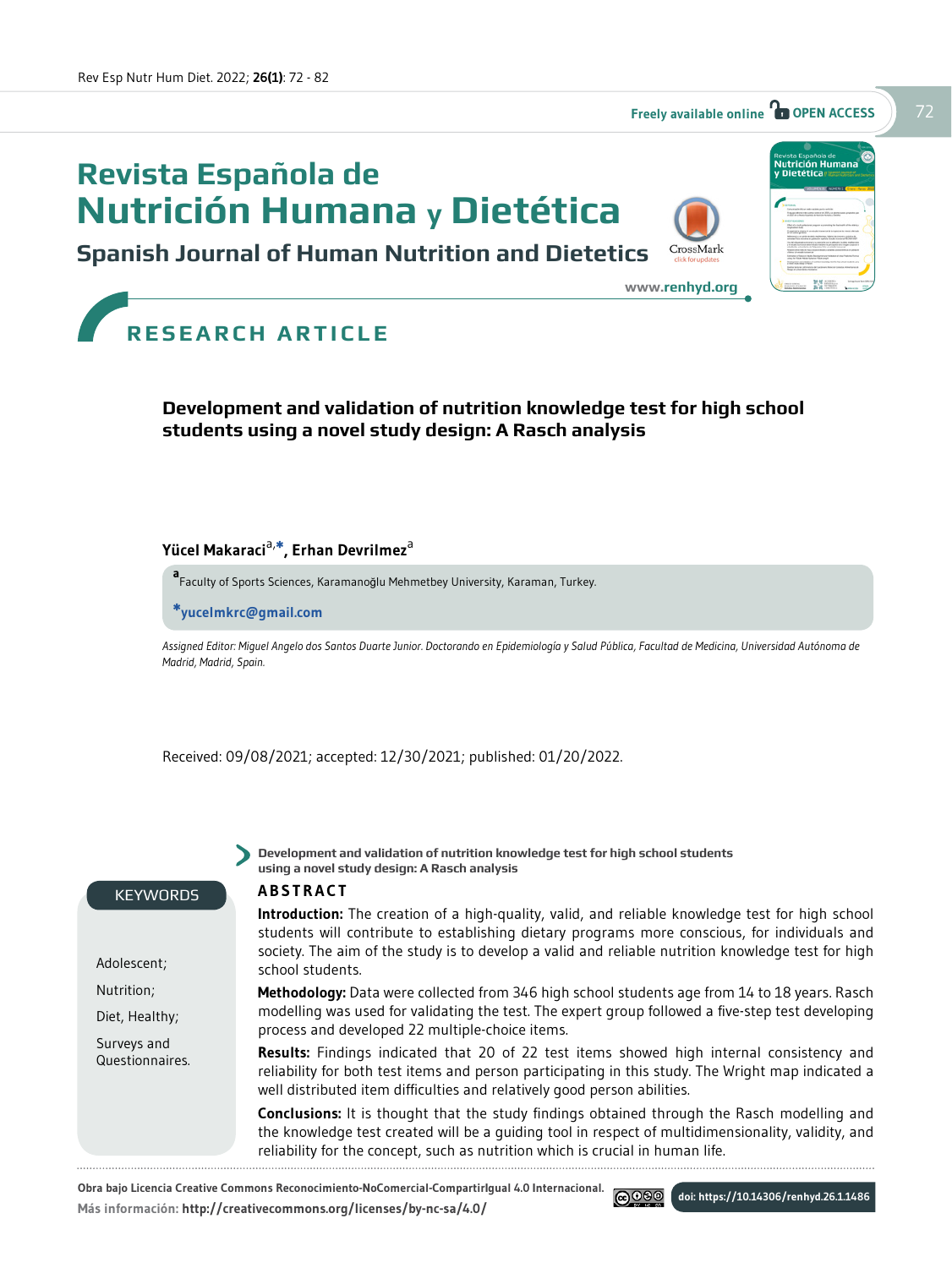# Revista Española de Nutrición Humana y Dietética

## Spanish Journal of Human Nutrition and Dietetics

www.renhyd.org

RESEARCH ARTICLE

# Development and validation of nutrition knowledge test for high school students using a novel study design: A Rasch analysis

**Yücel Makaraci**[a,*], **Erhan Devrilmez**[a]

[a] Faculty of Sports Sciences, Karamanoğlu Mehmetbey University, Karaman, Turkey.

*yucelmkrc@gmail.com

*Assigned Editor: Miguel Angelo dos Santos Duarte Junior. Doctorando en Epidemiología y Salud Pública, Facultad de Medicina, Universidad Autónoma de Madrid, Madrid, Spain.*

Received: 09/08/2021; accepted: 12/30/2021; published: 01/20/2022.

**Development and validation of nutrition knowledge test for high school students using a novel study design: A Rasch analysis**

### KEYWORDS

Adolescent;

Nutrition;

Diet, Healthy;

Surveys and Questionnaires.

### ABSTRACT

**Introduction:** The creation of a high-quality, valid, and reliable knowledge test for high school students will contribute to establishing dietary programs more conscious, for individuals and society. The aim of the study is to develop a valid and reliable nutrition knowledge test for high school students.

**Methodology:** Data were collected from 346 high school students age from 14 to 18 years. Rasch modelling was used for validating the test. The expert group followed a five-step test developing process and developed 22 multiple-choice items.

**Results:** Findings indicated that 20 of 22 test items showed high internal consistency and reliability for both test items and person participating in this study. The Wright map indicated a well distributed item difficulties and relatively good person abilities.

**Conclusions:** It is thought that the study findings obtained through the Rasch modelling and the knowledge test created will be a guiding tool in respect of multidimensionality, validity, and reliability for the concept, such as nutrition which is crucial in human life.

Obra bajo Licencia Creative Commons Reconocimiento-NoComercial-CompartirIgual 4.0 Internacional.
Más información: http://creativecommons.org/licenses/by-nc-sa/4.0/

doi: https://10.14306/renhyd.26.1.1486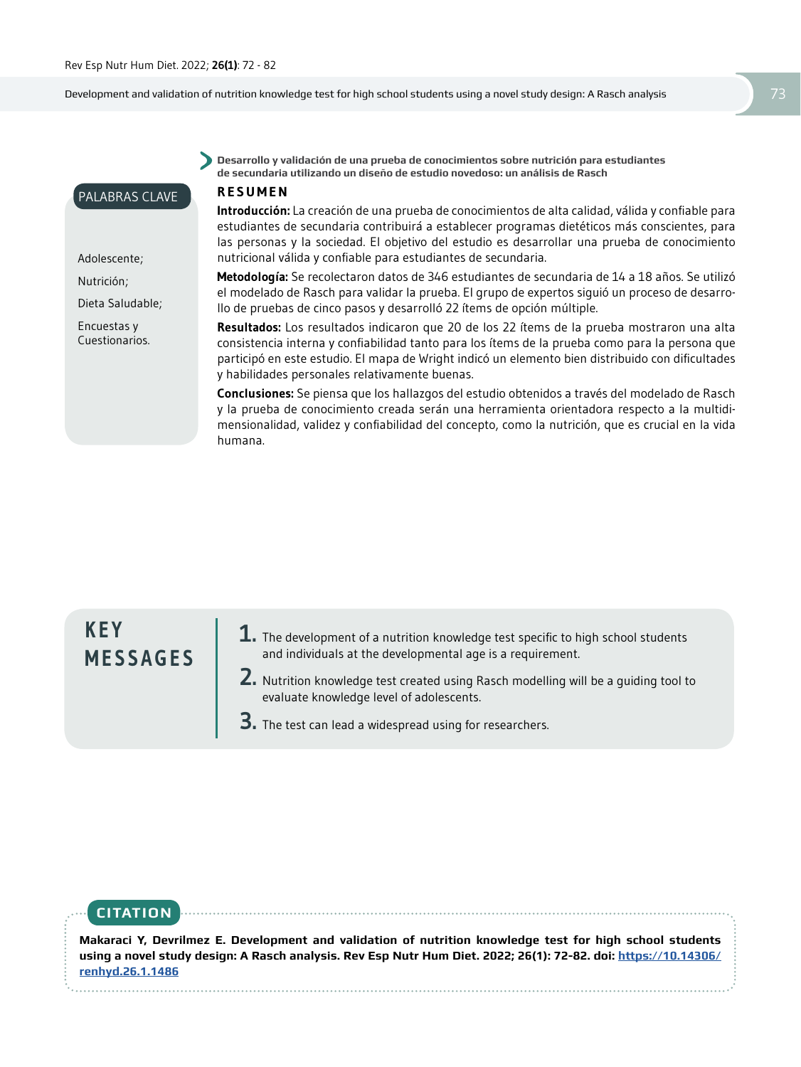**Desarrollo y validación de una prueba de conocimientos sobre nutrición para estudiantes de secundaria utilizando un diseño de estudio novedoso: un análisis de Rasch**

## RESUMEN

**Introducción:** La creación de una prueba de conocimientos de alta calidad, válida y confiable para estudiantes de secundaria contribuirá a establecer programas dietéticos más conscientes, para las personas y la sociedad. El objetivo del estudio es desarrollar una prueba de conocimiento nutricional válida y confiable para estudiantes de secundaria.

**Metodología:** Se recolectaron datos de 346 estudiantes de secundaria de 14 a 18 años. Se utilizó el modelado de Rasch para validar la prueba. El grupo de expertos siguió un proceso de desarrollo de pruebas de cinco pasos y desarrolló 22 ítems de opción múltiple.

**Resultados:** Los resultados indicaron que 20 de los 22 ítems de la prueba mostraron una alta consistencia interna y confiabilidad tanto para los ítems de la prueba como para la persona que participó en este estudio. El mapa de Wright indicó un elemento bien distribuido con dificultades y habilidades personales relativamente buenas.

**Conclusiones:** Se piensa que los hallazgos del estudio obtenidos a través del modelado de Rasch y la prueba de conocimiento creada serán una herramienta orientadora respecto a la multidimensionalidad, validez y confiabilidad del concepto, como la nutrición, que es crucial en la vida humana.

**PALABRAS CLAVE**

Adolescente; Nutrición; Dieta Saludable; Encuestas y Cuestionarios.

## KEY MESSAGES

1. The development of a nutrition knowledge test specific to high school students and individuals at the developmental age is a requirement.
2. Nutrition knowledge test created using Rasch modelling will be a guiding tool to evaluate knowledge level of adolescents.
3. The test can lead a widespread using for researchers.

## CITATION

**Makaraci Y, Devrilmez E. Development and validation of nutrition knowledge test for high school students using a novel study design: A Rasch analysis. Rev Esp Nutr Hum Diet. 2022; 26(1): 72-82. doi: https://10.14306/renhyd.26.1.1486**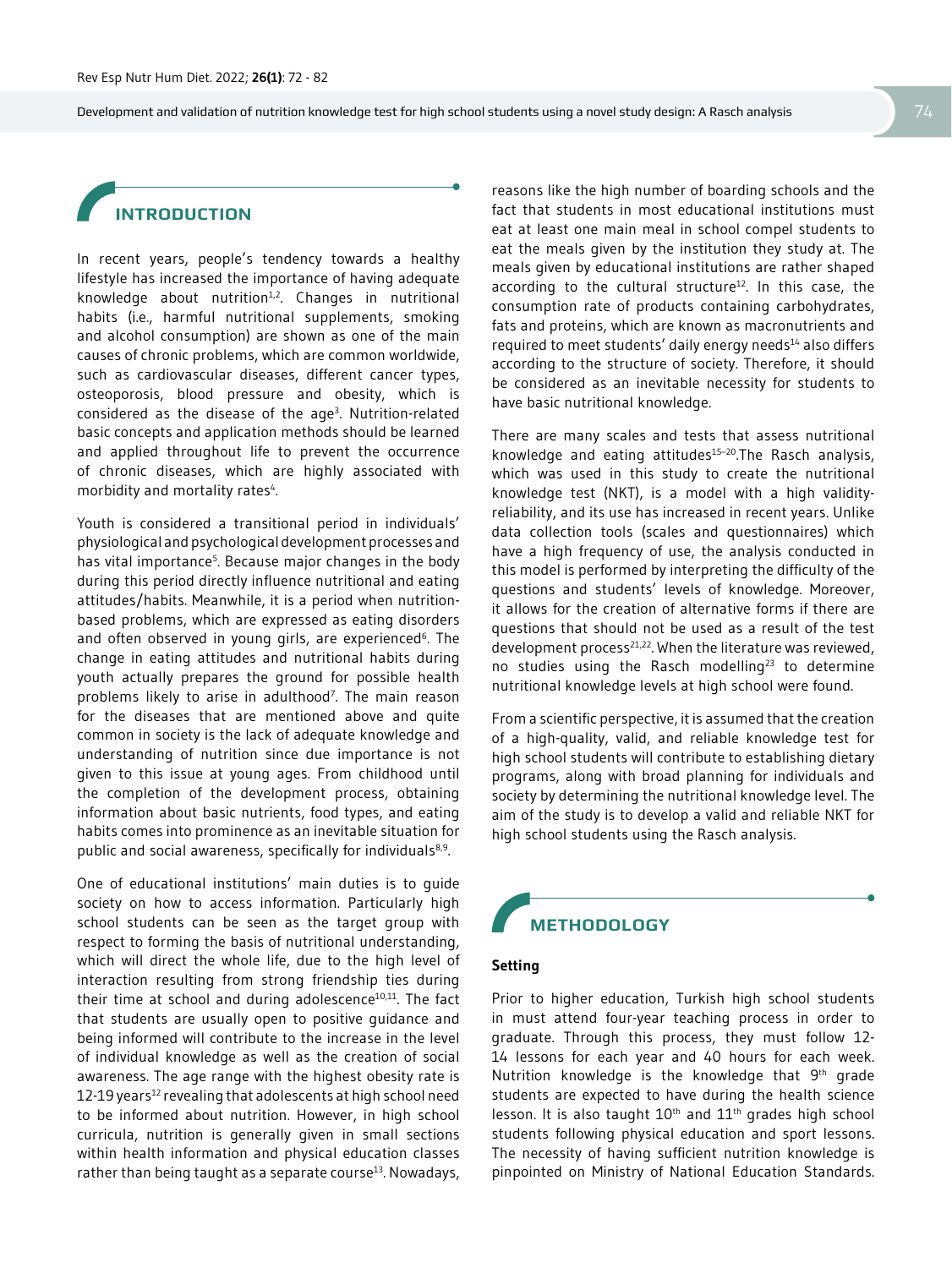## INTRODUCTION

In recent years, people's tendency towards a healthy lifestyle has increased the importance of having adequate knowledge about nutrition[1,2]. Changes in nutritional habits (i.e., harmful nutritional supplements, smoking and alcohol consumption) are shown as one of the main causes of chronic problems, which are common worldwide, such as cardiovascular diseases, different cancer types, osteoporosis, blood pressure and obesity, which is considered as the disease of the age[3]. Nutrition-related basic concepts and application methods should be learned and applied throughout life to prevent the occurrence of chronic diseases, which are highly associated with morbidity and mortality rates[4].

Youth is considered a transitional period in individuals' physiological and psychological development processes and has vital importance[5]. Because major changes in the body during this period directly influence nutritional and eating attitudes/habits. Meanwhile, it is a period when nutrition-based problems, which are expressed as eating disorders and often observed in young girls, are experienced[6]. The change in eating attitudes and nutritional habits during youth actually prepares the ground for possible health problems likely to arise in adulthood[7]. The main reason for the diseases that are mentioned above and quite common in society is the lack of adequate knowledge and understanding of nutrition since due importance is not given to this issue at young ages. From childhood until the completion of the development process, obtaining information about basic nutrients, food types, and eating habits comes into prominence as an inevitable situation for public and social awareness, specifically for individuals[8,9].

One of educational institutions' main duties is to guide society on how to access information. Particularly high school students can be seen as the target group with respect to forming the basis of nutritional understanding, which will direct the whole life, due to the high level of interaction resulting from strong friendship ties during their time at school and during adolescence[10,11]. The fact that students are usually open to positive guidance and being informed will contribute to the increase in the level of individual knowledge as well as the creation of social awareness. The age range with the highest obesity rate is 12-19 years[12] revealing that adolescents at high school need to be informed about nutrition. However, in high school curricula, nutrition is generally given in small sections within health information and physical education classes rather than being taught as a separate course[13]. Nowadays, reasons like the high number of boarding schools and the fact that students in most educational institutions must eat at least one main meal in school compel students to eat the meals given by the institution they study at. The meals given by educational institutions are rather shaped according to the cultural structure[12]. In this case, the consumption rate of products containing carbohydrates, fats and proteins, which are known as macronutrients and required to meet students' daily energy needs[14] also differs according to the structure of society. Therefore, it should be considered as an inevitable necessity for students to have basic nutritional knowledge.

There are many scales and tests that assess nutritional knowledge and eating attitudes[15-20]. The Rasch analysis, which was used in this study to create the nutritional knowledge test (NKT), is a model with a high validity-reliability, and its use has increased in recent years. Unlike data collection tools (scales and questionnaires) which have a high frequency of use, the analysis conducted in this model is performed by interpreting the difficulty of the questions and students' levels of knowledge. Moreover, it allows for the creation of alternative forms if there are questions that should not be used as a result of the test development process[21,22]. When the literature was reviewed, no studies using the Rasch modelling[23] to determine nutritional knowledge levels at high school were found.

From a scientific perspective, it is assumed that the creation of a high-quality, valid, and reliable knowledge test for high school students will contribute to establishing dietary programs, along with broad planning for individuals and society by determining the nutritional knowledge level. The aim of the study is to develop a valid and reliable NKT for high school students using the Rasch analysis.

## METHODOLOGY

### Setting

Prior to higher education, Turkish high school students in must attend four-year teaching process in order to graduate. Through this process, they must follow 12-14 lessons for each year and 40 hours for each week. Nutrition knowledge is the knowledge that 9th grade students are expected to have during the health science lesson. It is also taught 10th and 11th grades high school students following physical education and sport lessons. The necessity of having sufficient nutrition knowledge is pinpointed on Ministry of National Education Standards.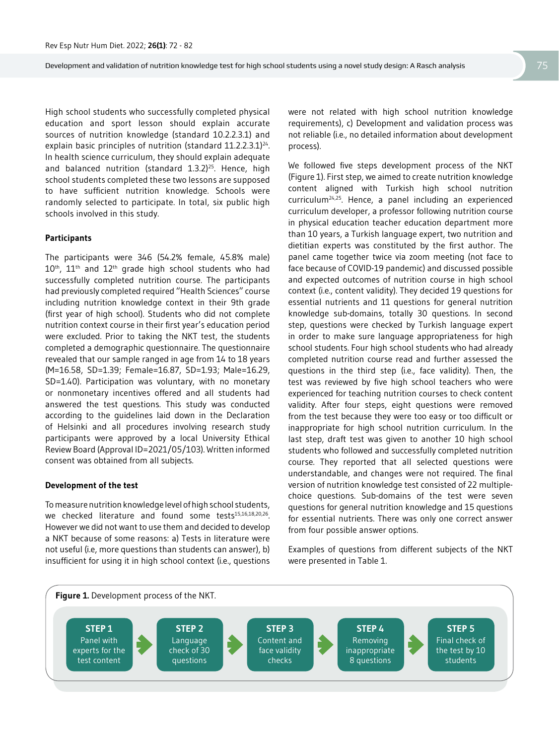High school students who successfully completed physical education and sport lesson should explain accurate sources of nutrition knowledge (standard 10.2.2.3.1) and explain basic principles of nutrition (standard 11.2.2.3.1)[24]. In health science curriculum, they should explain adequate and balanced nutrition (standard 1.3.2)[25]. Hence, high school students completed these two lessons are supposed to have sufficient nutrition knowledge. Schools were randomly selected to participate. In total, six public high schools involved in this study.

### Participants

The participants were 346 (54.2% female, 45.8% male) 10th, 11th and 12th grade high school students who had successfully completed nutrition course. The participants had previously completed required "Health Sciences" course including nutrition knowledge context in their 9th grade (first year of high school). Students who did not complete nutrition context course in their first year's education period were excluded. Prior to taking the NKT test, the students completed a demographic questionnaire. The questionnaire revealed that our sample ranged in age from 14 to 18 years (M=16.58, SD=1.39; Female=16.87, SD=1.93; Male=16.29, SD=1.40). Participation was voluntary, with no monetary or nonmonetary incentives offered and all students had answered the test questions. This study was conducted according to the guidelines laid down in the Declaration of Helsinki and all procedures involving research study participants were approved by a local University Ethical Review Board (Approval ID=2021/05/103). Written informed consent was obtained from all subjects.

### Development of the test

To measure nutrition knowledge level of high school students, we checked literature and found some tests[15,16,18,20,26]. However we did not want to use them and decided to develop a NKT because of some reasons: a) Tests in literature were not useful (i.e, more questions than students can answer), b) insufficient for using it in high school context (i.e., questions were not related with high school nutrition knowledge requirements), c) Development and validation process was not reliable (i.e., no detailed information about development process).

We followed five steps development process of the NKT (Figure 1). First step, we aimed to create nutrition knowledge content aligned with Turkish high school nutrition curriculum[24,25]. Hence, a panel including an experienced curriculum developer, a professor following nutrition course in physical education teacher education department more than 10 years, a Turkish language expert, two nutrition and dietitian experts was constituted by the first author. The panel came together twice via zoom meeting (not face to face because of COVID-19 pandemic) and discussed possible and expected outcomes of nutrition course in high school context (i.e., content validity). They decided 19 questions for essential nutrients and 11 questions for general nutrition knowledge sub-domains, totally 30 questions. In second step, questions were checked by Turkish language expert in order to make sure language appropriateness for high school students. Four high school students who had already completed nutrition course read and further assessed the questions in the third step (i.e., face validity). Then, the test was reviewed by five high school teachers who were experienced for teaching nutrition courses to check content validity. After four steps, eight questions were removed from the test because they were too easy or too difficult or inappropriate for high school nutrition curriculum. In the last step, draft test was given to another 10 high school students who followed and successfully completed nutrition course. They reported that all selected questions were understandable, and changes were not required. The final version of nutrition knowledge test consisted of 22 multiple-choice questions. Sub-domains of the test were seven questions for general nutrition knowledge and 15 questions for essential nutrients. There was only one correct answer from four possible answer options.

Examples of questions from different subjects of the NKT were presented in Table 1.

**Figure 1.** Development process of the NKT.

**STEP 1** Panel with experts for the test content → **STEP 2** Language check of 30 questions → **STEP 3** Content and face validity checks → **STEP 4** Removing inappropriate 8 questions → **STEP 5** Final check of the test by 10 students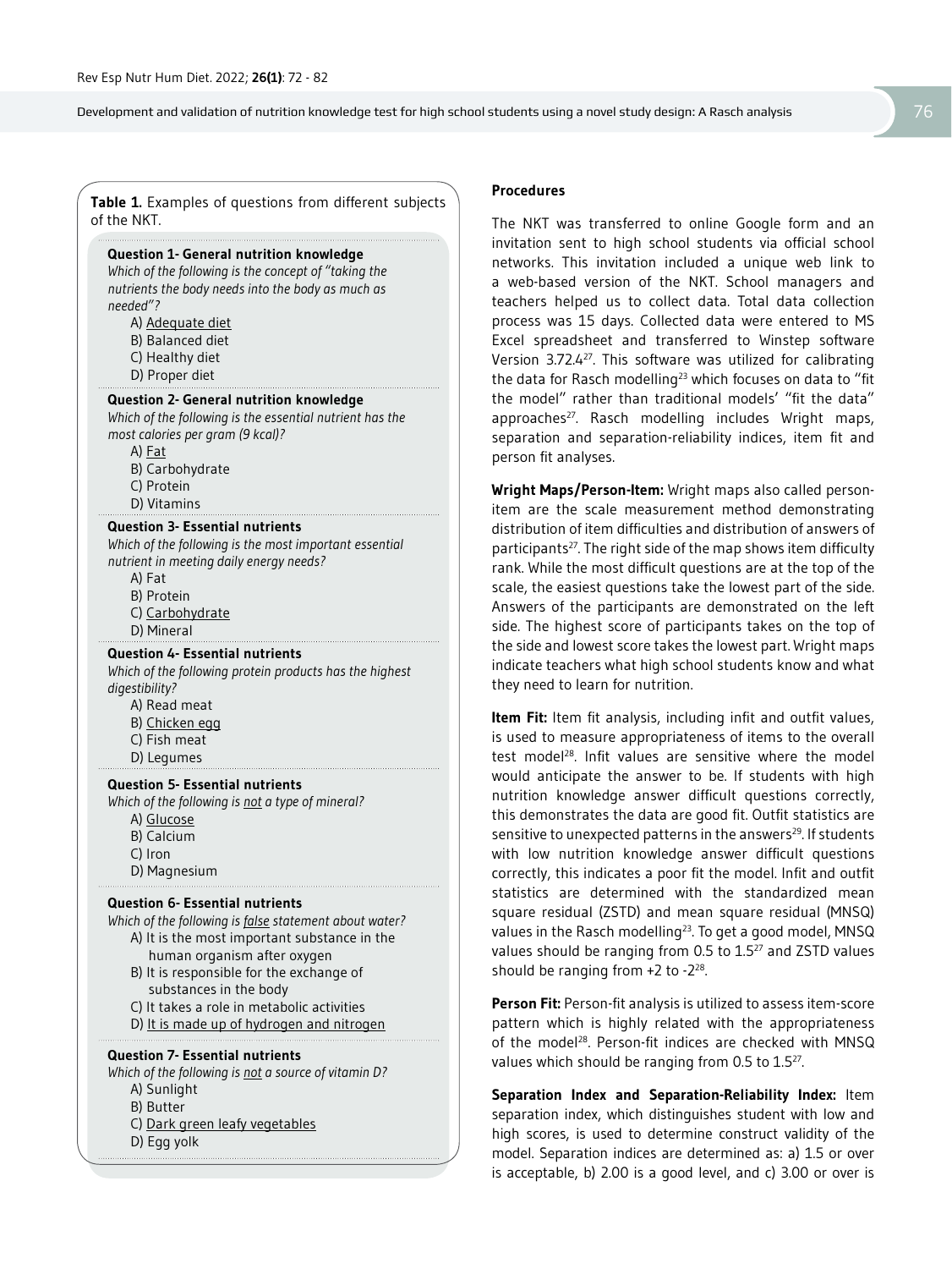**Table 1.** Examples of questions from different subjects of the NKT.

**Question 1- General nutrition knowledge**
*Which of the following is the concept of "taking the nutrients the body needs into the body as much as needed"?*
A) <u>Adequate diet</u>
B) Balanced diet
C) Healthy diet
D) Proper diet

**Question 2- General nutrition knowledge**
*Which of the following is the essential nutrient has the most calories per gram (9 kcal)?*
A) <u>Fat</u>
B) Carbohydrate
C) Protein
D) Vitamins

**Question 3- Essential nutrients**
*Which of the following is the most important essential nutrient in meeting daily energy needs?*
A) Fat
B) Protein
C) <u>Carbohydrate</u>
D) Mineral

**Question 4- Essential nutrients**
*Which of the following protein products has the highest digestibility?*
A) Read meat
B) <u>Chicken egg</u>
C) Fish meat
D) Legumes

**Question 5- Essential nutrients**
*Which of the following is <u>not</u> a type of mineral?*
A) <u>Glucose</u>
B) Calcium
C) Iron
D) Magnesium

**Question 6- Essential nutrients**
*Which of the following is <u>false</u> statement about water?*
A) It is the most important substance in the human organism after oxygen
B) It is responsible for the exchange of substances in the body
C) It takes a role in metabolic activities
D) <u>It is made up of hydrogen and nitrogen</u>

**Question 7- Essential nutrients**
*Which of the following is <u>not</u> a source of vitamin D?*
A) Sunlight
B) Butter
C) <u>Dark green leafy vegetables</u>
D) Egg yolk

### Procedures

The NKT was transferred to online Google form and an invitation sent to high school students via official school networks. This invitation included a unique web link to a web-based version of the NKT. School managers and teachers helped us to collect data. Total data collection process was 15 days. Collected data were entered to MS Excel spreadsheet and transferred to Winstep software Version 3.72.4[27]. This software was utilized for calibrating the data for Rasch modelling[23] which focuses on data to "fit the model" rather than traditional models' "fit the data" approaches[27]. Rasch modelling includes Wright maps, separation and separation-reliability indices, item fit and person fit analyses.

**Wright Maps/Person-Item:** Wright maps also called person-item are the scale measurement method demonstrating distribution of item difficulties and distribution of answers of participants[27]. The right side of the map shows item difficulty rank. While the most difficult questions are at the top of the scale, the easiest questions take the lowest part of the side. Answers of the participants are demonstrated on the left side. The highest score of participants takes on the top of the side and lowest score takes the lowest part. Wright maps indicate teachers what high school students know and what they need to learn for nutrition.

**Item Fit:** Item fit analysis, including infit and outfit values, is used to measure appropriateness of items to the overall test model[28]. Infit values are sensitive where the model would anticipate the answer to be. If students with high nutrition knowledge answer difficult questions correctly, this demonstrates the data are good fit. Outfit statistics are sensitive to unexpected patterns in the answers[29]. If students with low nutrition knowledge answer difficult questions correctly, this indicates a poor fit the model. Infit and outfit statistics are determined with the standardized mean square residual (ZSTD) and mean square residual (MNSQ) values in the Rasch modelling[23]. To get a good model, MNSQ values should be ranging from 0.5 to 1.5[27] and ZSTD values should be ranging from +2 to -2[28].

**Person Fit:** Person-fit analysis is utilized to assess item-score pattern which is highly related with the appropriateness of the model[28]. Person-fit indices are checked with MNSQ values which should be ranging from 0.5 to 1.5[27].

**Separation Index and Separation-Reliability Index:** Item separation index, which distinguishes student with low and high scores, is used to determine construct validity of the model. Separation indices are determined as: a) 1.5 or over is acceptable, b) 2.00 is a good level, and c) 3.00 or over is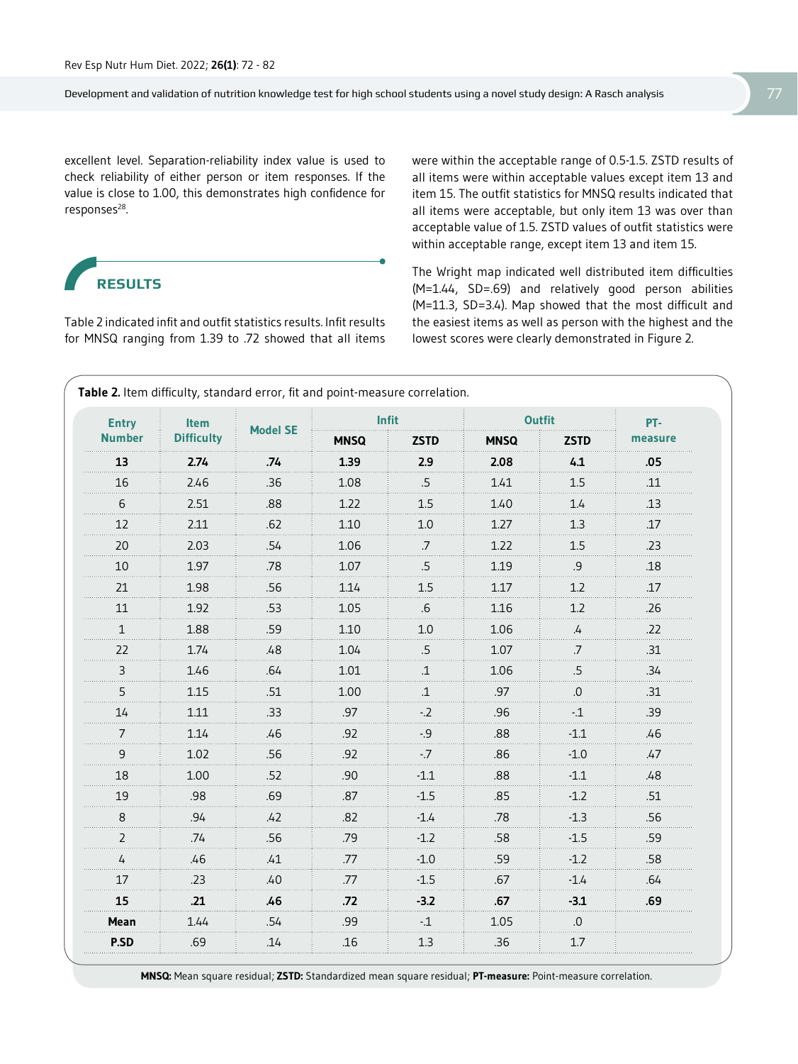excellent level. Separation-reliability index value is used to check reliability of either person or item responses. If the value is close to 1.00, this demonstrates high confidence for responses[28].

## RESULTS

Table 2 indicated infit and outfit statistics results. Infit results for MNSQ ranging from 1.39 to .72 showed that all items were within the acceptable range of 0.5-1.5. ZSTD results of all items were within acceptable values except item 13 and item 15. The outfit statistics for MNSQ results indicated that all items were acceptable, but only item 13 was over than acceptable value of 1.5. ZSTD values of outfit statistics were within acceptable range, except item 13 and item 15.

The Wright map indicated well distributed item difficulties (M=1.44, SD=.69) and relatively good person abilities (M=11.3, SD=3.4). Map showed that the most difficult and the easiest items as well as person with the highest and the lowest scores were clearly demonstrated in Figure 2.

**Table 2.** Item difficulty, standard error, fit and point-measure correlation.

| Entry Number | Item Difficulty | Model SE | Infit | | Outfit | | PT-measure |
|---|---|---|---|---|---|---|---|
| | | | MNSQ | ZSTD | MNSQ | ZSTD | |
| **13** | **2.74** | **.74** | **1.39** | **2.9** | **2.08** | **4.1** | **.05** |
| 16 | 2.46 | .36 | 1.08 | .5 | 1.41 | 1.5 | .11 |
| 6 | 2.51 | .88 | 1.22 | 1.5 | 1.40 | 1.4 | .13 |
| 12 | 2.11 | .62 | 1.10 | 1.0 | 1.27 | 1.3 | .17 |
| 20 | 2.03 | .54 | 1.06 | .7 | 1.22 | 1.5 | .23 |
| 10 | 1.97 | .78 | 1.07 | .5 | 1.19 | .9 | .18 |
| 21 | 1.98 | .56 | 1.14 | 1.5 | 1.17 | 1.2 | .17 |
| 11 | 1.92 | .53 | 1.05 | .6 | 1.16 | 1.2 | .26 |
| 1 | 1.88 | .59 | 1.10 | 1.0 | 1.06 | .4 | .22 |
| 22 | 1.74 | .48 | 1.04 | .5 | 1.07 | .7 | .31 |
| 3 | 1.46 | .64 | 1.01 | .1 | 1.06 | .5 | .34 |
| 5 | 1.15 | .51 | 1.00 | .1 | .97 | .0 | .31 |
| 14 | 1.11 | .33 | .97 | -.2 | .96 | -.1 | .39 |
| 7 | 1.14 | .46 | .92 | -.9 | .88 | -1.1 | .46 |
| 9 | 1.02 | .56 | .92 | -.7 | .86 | -1.0 | .47 |
| 18 | 1.00 | .52 | .90 | -1.1 | .88 | -1.1 | .48 |
| 19 | .98 | .69 | .87 | -1.5 | .85 | -1.2 | .51 |
| 8 | .94 | .42 | .82 | -1.4 | .78 | -1.3 | .56 |
| 2 | .74 | .56 | .79 | -1.2 | .58 | -1.5 | .59 |
| 4 | .46 | .41 | .77 | -1.0 | .59 | -1.2 | .58 |
| 17 | .23 | .40 | .77 | -1.5 | .67 | -1.4 | .64 |
| **15** | **.21** | **.46** | **.72** | **-3.2** | **.67** | **-3.1** | **.69** |
| **Mean** | 1.44 | .54 | .99 | -.1 | 1.05 | .0 | |
| **P.SD** | .69 | .14 | .16 | 1.3 | .36 | 1.7 | |

**MNSQ:** Mean square residual; **ZSTD:** Standardized mean square residual; **PT-measure:** Point-measure correlation.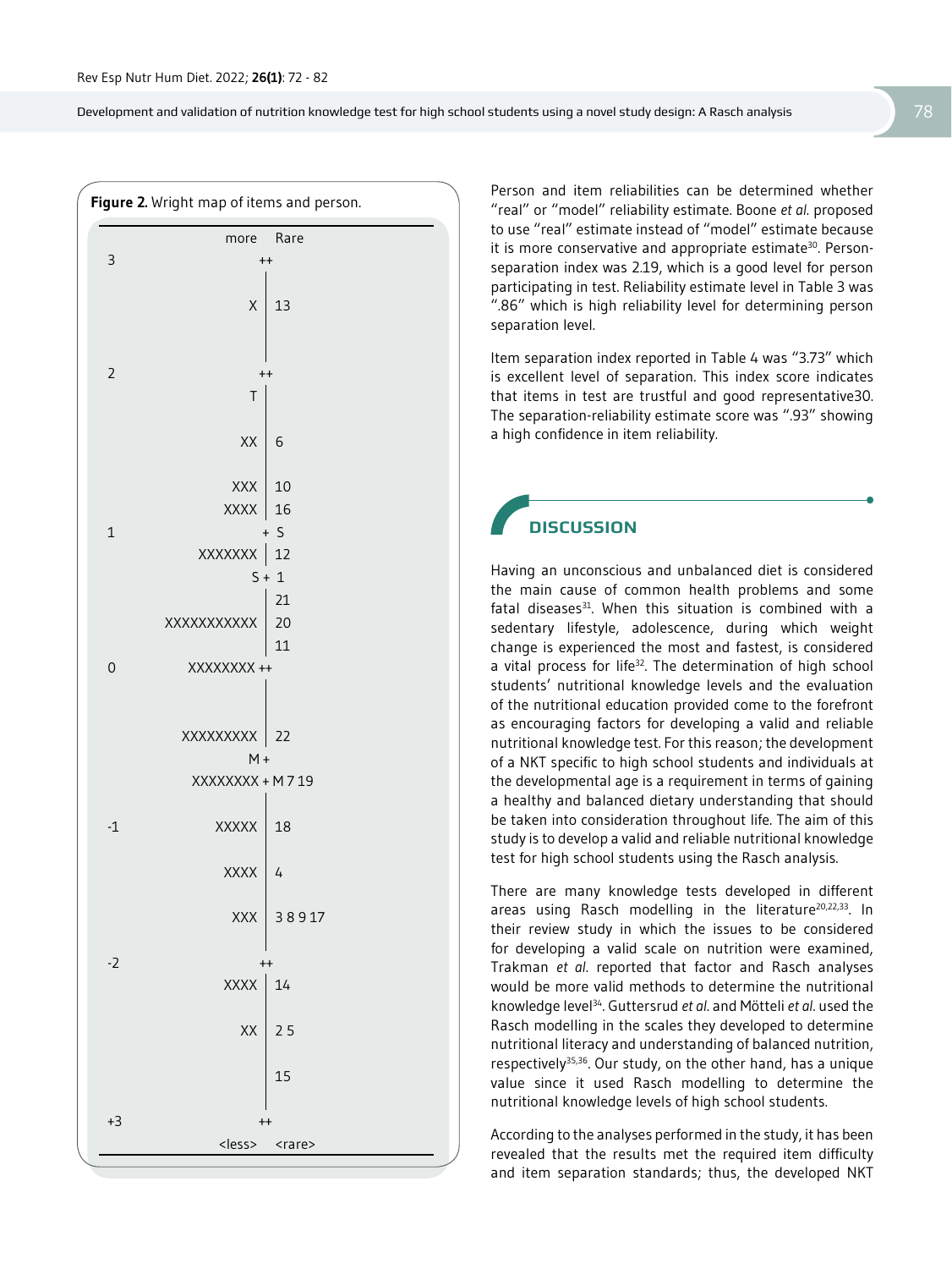**Figure 2.** Wright map of items and person.

```
        more   Rare
3             ++
              |
           X  | 13
              |
              |
2             ++
           T  |
              |
          XX  | 6
              |
         XXX  | 10
        XXXX  | 16
1             + S
     XXXXXXX  | 12
          S + 1
              | 21
 XXXXXXXXXXX  | 20
              | 11
0    XXXXXXXX ++
              |
              |
   XXXXXXXXX  | 22
          M +
    XXXXXXXX + M 7 19
              |
-1      XXXXX | 18
              |
        XXXX  | 4
              |
         XXX  | 3 8 9 17
              |
-2            ++
        XXXX  | 14
              |
          XX  | 2 5
              |
              | 15
              |
+3            ++
       <less>  <rare>
```

Person and item reliabilities can be determined whether "real" or "model" reliability estimate. Boone *et al.* proposed to use "real" estimate instead of "model" estimate because it is more conservative and appropriate estimate[30]. Person-separation index was 2.19, which is a good level for person participating in test. Reliability estimate level in Table 3 was ".86" which is high reliability level for determining person separation level.

Item separation index reported in Table 4 was "3.73" which is excellent level of separation. This index score indicates that items in test are trustful and good representative30. The separation-reliability estimate score was ".93" showing a high confidence in item reliability.

## DISCUSSION

Having an unconscious and unbalanced diet is considered the main cause of common health problems and some fatal diseases[31]. When this situation is combined with a sedentary lifestyle, adolescence, during which weight change is experienced the most and fastest, is considered a vital process for life[32]. The determination of high school students' nutritional knowledge levels and the evaluation of the nutritional education provided come to the forefront as encouraging factors for developing a valid and reliable nutritional knowledge test. For this reason; the development of a NKT specific to high school students and individuals at the developmental age is a requirement in terms of gaining a healthy and balanced dietary understanding that should be taken into consideration throughout life. The aim of this study is to develop a valid and reliable nutritional knowledge test for high school students using the Rasch analysis.

There are many knowledge tests developed in different areas using Rasch modelling in the literature[20,22,33]. In their review study in which the issues to be considered for developing a valid scale on nutrition were examined, Trakman *et al.* reported that factor and Rasch analyses would be more valid methods to determine the nutritional knowledge level[34]. Guttersrud *et al.* and Mötteli *et al.* used the Rasch modelling in the scales they developed to determine nutritional literacy and understanding of balanced nutrition, respectively[35,36]. Our study, on the other hand, has a unique value since it used Rasch modelling to determine the nutritional knowledge levels of high school students.

According to the analyses performed in the study, it has been revealed that the results met the required item difficulty and item separation standards; thus, the developed NKT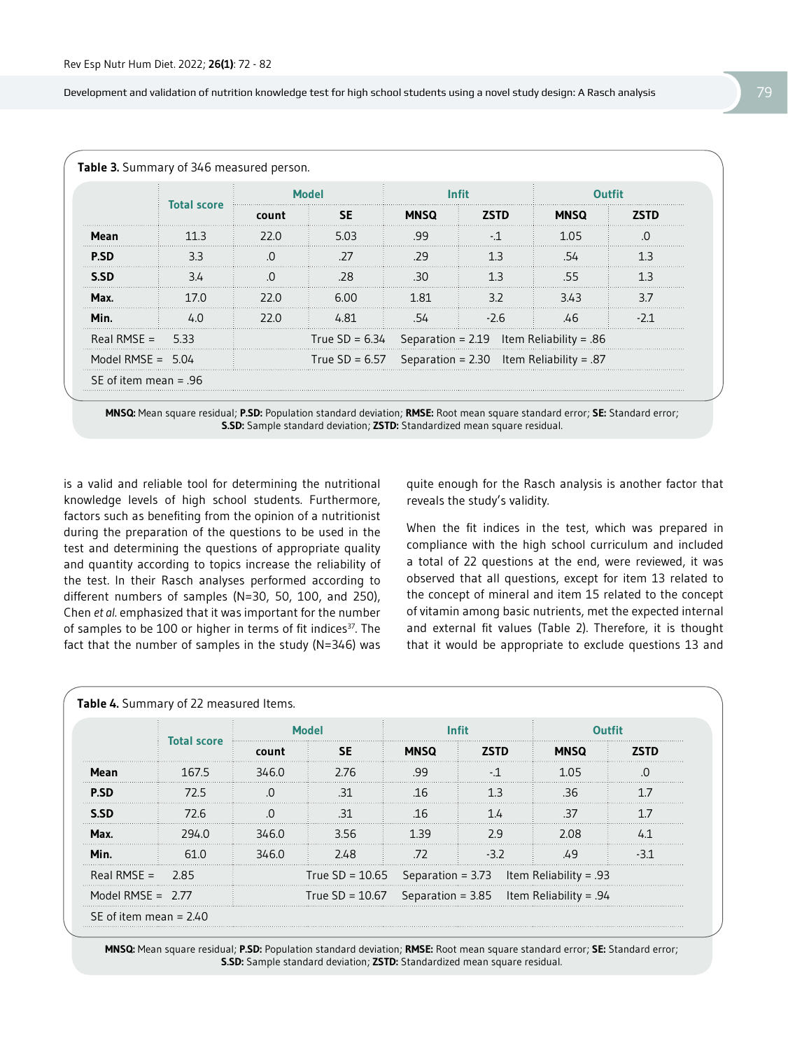**Table 3.** Summary of 346 measured person.

| | Total score | Model | | Infit | | Outfit | |
|---|---|---|---|---|---|---|---|
| | | count | SE | MNSQ | ZSTD | MNSQ | ZSTD |
| **Mean** | 11.3 | 22.0 | 5.03 | .99 | -.1 | 1.05 | .0 |
| **P.SD** | 3.3 | .0 | .27 | .29 | 1.3 | .54 | 1.3 |
| **S.SD** | 3.4 | .0 | .28 | .30 | 1.3 | .55 | 1.3 |
| **Max.** | 17.0 | 22.0 | 6.00 | 1.81 | 3.2 | 3.43 | 3.7 |
| **Min.** | 4.0 | 22.0 | 4.81 | .54 | -2.6 | .46 | -2.1 |
| Real RMSE = 5.33 | | True SD = 6.34 | | Separation = 2.19 | | Item Reliability = .86 | |
| Model RMSE = 5.04 | | True SD = 6.57 | | Separation = 2.30 | | Item Reliability = .87 | |
| SE of item mean = .96 | | | | | | | |

**MNSQ:** Mean square residual; **P.SD:** Population standard deviation; **RMSE:** Root mean square standard error; **SE:** Standard error; **S.SD:** Sample standard deviation; **ZSTD:** Standardized mean square residual.

is a valid and reliable tool for determining the nutritional knowledge levels of high school students. Furthermore, factors such as benefiting from the opinion of a nutritionist during the preparation of the questions to be used in the test and determining the questions of appropriate quality and quantity according to topics increase the reliability of the test. In their Rasch analyses performed according to different numbers of samples (N=30, 50, 100, and 250), Chen *et al.* emphasized that it was important for the number of samples to be 100 or higher in terms of fit indices[37]. The fact that the number of samples in the study (N=346) was quite enough for the Rasch analysis is another factor that reveals the study's validity.

When the fit indices in the test, which was prepared in compliance with the high school curriculum and included a total of 22 questions at the end, were reviewed, it was observed that all questions, except for item 13 related to the concept of mineral and item 15 related to the concept of vitamin among basic nutrients, met the expected internal and external fit values (Table 2). Therefore, it is thought that it would be appropriate to exclude questions 13 and

**Table 4.** Summary of 22 measured Items.

| | Total score | Model | | Infit | | Outfit | |
|---|---|---|---|---|---|---|---|
| | | count | SE | MNSQ | ZSTD | MNSQ | ZSTD |
| **Mean** | 167.5 | 346.0 | 2.76 | .99 | -.1 | 1.05 | .0 |
| **P.SD** | 72.5 | .0 | .31 | .16 | 1.3 | .36 | 1.7 |
| **S.SD** | 72.6 | .0 | .31 | .16 | 1.4 | .37 | 1.7 |
| **Max.** | 294.0 | 346.0 | 3.56 | 1.39 | 2.9 | 2.08 | 4.1 |
| **Min.** | 61.0 | 346.0 | 2.48 | .72 | -3.2 | .49 | -3.1 |
| Real RMSE = 2.85 | | True SD = 10.65 | | Separation = 3.73 | | Item Reliability = .93 | |
| Model RMSE = 2.77 | | True SD = 10.67 | | Separation = 3.85 | | Item Reliability = .94 | |
| SE of item mean = 2.40 | | | | | | | |

**MNSQ:** Mean square residual; **P.SD:** Population standard deviation; **RMSE:** Root mean square standard error; **SE:** Standard error; **S.SD:** Sample standard deviation; **ZSTD:** Standardized mean square residual.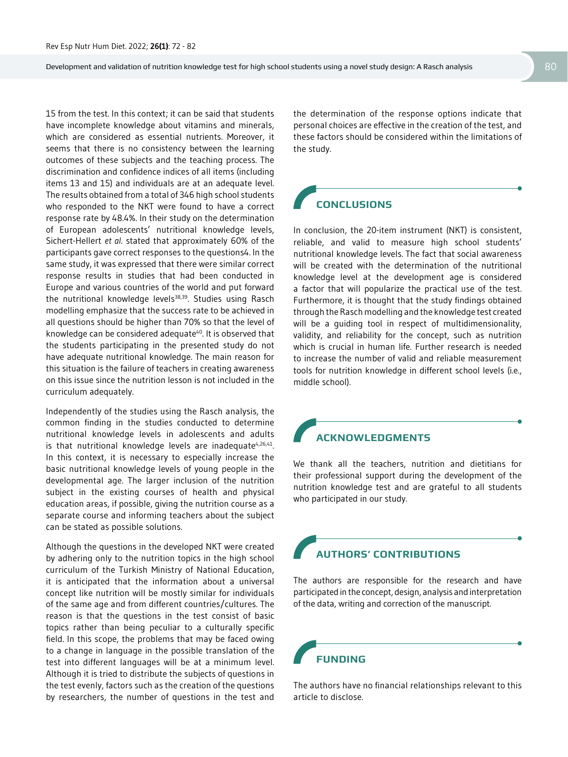15 from the test. In this context; it can be said that students have incomplete knowledge about vitamins and minerals, which are considered as essential nutrients. Moreover, it seems that there is no consistency between the learning outcomes of these subjects and the teaching process. The discrimination and confidence indices of all items (including items 13 and 15) and individuals are at an adequate level. The results obtained from a total of 346 high school students who responded to the NKT were found to have a correct response rate by 48.4%. In their study on the determination of European adolescents' nutritional knowledge levels, Sichert-Hellert *et al.* stated that approximately 60% of the participants gave correct responses to the questions4. In the same study, it was expressed that there were similar correct response results in studies that had been conducted in Europe and various countries of the world and put forward the nutritional knowledge levels[38,39]. Studies using Rasch modelling emphasize that the success rate to be achieved in all questions should be higher than 70% so that the level of knowledge can be considered adequate[40]. It is observed that the students participating in the presented study do not have adequate nutritional knowledge. The main reason for this situation is the failure of teachers in creating awareness on this issue since the nutrition lesson is not included in the curriculum adequately.

Independently of the studies using the Rasch analysis, the common finding in the studies conducted to determine nutritional knowledge levels in adolescents and adults is that nutritional knowledge levels are inadequate[4,26,41]. In this context, it is necessary to especially increase the basic nutritional knowledge levels of young people in the developmental age. The larger inclusion of the nutrition subject in the existing courses of health and physical education areas, if possible, giving the nutrition course as a separate course and informing teachers about the subject can be stated as possible solutions.

Although the questions in the developed NKT were created by adhering only to the nutrition topics in the high school curriculum of the Turkish Ministry of National Education, it is anticipated that the information about a universal concept like nutrition will be mostly similar for individuals of the same age and from different countries/cultures. The reason is that the questions in the test consist of basic topics rather than being peculiar to a culturally specific field. In this scope, the problems that may be faced owing to a change in language in the possible translation of the test into different languages will be at a minimum level. Although it is tried to distribute the subjects of questions in the test evenly, factors such as the creation of the questions by researchers, the number of questions in the test and the determination of the response options indicate that personal choices are effective in the creation of the test, and these factors should be considered within the limitations of the study.

## CONCLUSIONS

In conclusion, the 20-item instrument (NKT) is consistent, reliable, and valid to measure high school students' nutritional knowledge levels. The fact that social awareness will be created with the determination of the nutritional knowledge level at the development age is considered a factor that will popularize the practical use of the test. Furthermore, it is thought that the study findings obtained through the Rasch modelling and the knowledge test created will be a guiding tool in respect of multidimensionality, validity, and reliability for the concept, such as nutrition which is crucial in human life. Further research is needed to increase the number of valid and reliable measurement tools for nutrition knowledge in different school levels (i.e., middle school).

## ACKNOWLEDGMENTS

We thank all the teachers, nutrition and dietitians for their professional support during the development of the nutrition knowledge test and are grateful to all students who participated in our study.

## AUTHORS' CONTRIBUTIONS

The authors are responsible for the research and have participated in the concept, design, analysis and interpretation of the data, writing and correction of the manuscript.

## FUNDING

The authors have no financial relationships relevant to this article to disclose.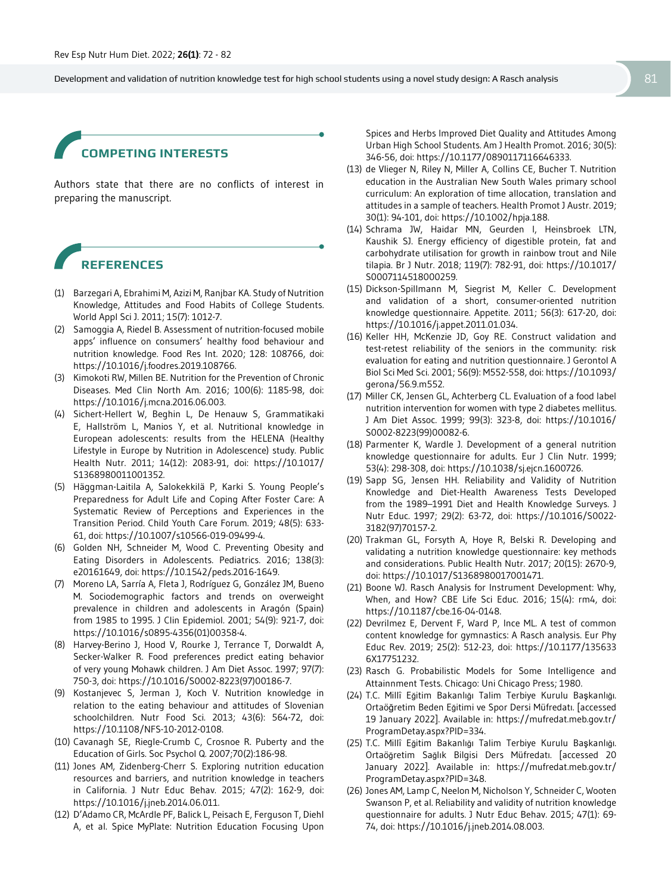## COMPETING INTERESTS

Authors state that there are no conflicts of interest in preparing the manuscript.

## REFERENCES

(1) Barzegari A, Ebrahimi M, Azizi M, Ranjbar KA. Study of Nutrition Knowledge, Attitudes and Food Habits of College Students. World Appl Sci J. 2011; 15(7): 1012-7.

(2) Samoggia A, Riedel B. Assessment of nutrition-focused mobile apps' influence on consumers' healthy food behaviour and nutrition knowledge. Food Res Int. 2020; 128: 108766, doi: https://10.1016/j.foodres.2019.108766.

(3) Kimokoti RW, Millen BE. Nutrition for the Prevention of Chronic Diseases. Med Clin North Am. 2016; 100(6): 1185-98, doi: https://10.1016/j.mcna.2016.06.003.

(4) Sichert-Hellert W, Beghin L, De Henauw S, Grammatikaki E, Hallström L, Manios Y, et al. Nutritional knowledge in European adolescents: results from the HELENA (Healthy Lifestyle in Europe by Nutrition in Adolescence) study. Public Health Nutr. 2011; 14(12): 2083-91, doi: https://10.1017/S1368980011001352.

(5) Häggman-Laitila A, Salokekkilä P, Karki S. Young People's Preparedness for Adult Life and Coping After Foster Care: A Systematic Review of Perceptions and Experiences in the Transition Period. Child Youth Care Forum. 2019; 48(5): 633-61, doi: https://10.1007/s10566-019-09499-4.

(6) Golden NH, Schneider M, Wood C. Preventing Obesity and Eating Disorders in Adolescents. Pediatrics. 2016; 138(3): e20161649, doi: https://10.1542/peds.2016-1649.

(7) Moreno LA, Sarría A, Fleta J, Rodríguez G, González JM, Bueno M. Sociodemographic factors and trends on overweight prevalence in children and adolescents in Aragón (Spain) from 1985 to 1995. J Clin Epidemiol. 2001; 54(9): 921-7, doi: https://10.1016/s0895-4356(01)00358-4.

(8) Harvey-Berino J, Hood V, Rourke J, Terrance T, Dorwaldt A, Secker-Walker R. Food preferences predict eating behavior of very young Mohawk children. J Am Diet Assoc. 1997; 97(7): 750-3, doi: https://10.1016/S0002-8223(97)00186-7.

(9) Kostanjevec S, Jerman J, Koch V. Nutrition knowledge in relation to the eating behaviour and attitudes of Slovenian schoolchildren. Nutr Food Sci. 2013; 43(6): 564-72, doi: https://10.1108/NFS-10-2012-0108.

(10) Cavanagh SE, Riegle-Crumb C, Crosnoe R. Puberty and the Education of Girls. Soc Psychol Q. 2007;70(2):186-98.

(11) Jones AM, Zidenberg-Cherr S. Exploring nutrition education resources and barriers, and nutrition knowledge in teachers in California. J Nutr Educ Behav. 2015; 47(2): 162-9, doi: https://10.1016/j.jneb.2014.06.011.

(12) D'Adamo CR, McArdle PF, Balick L, Peisach E, Ferguson T, Diehl A, et al. Spice MyPlate: Nutrition Education Focusing Upon Spices and Herbs Improved Diet Quality and Attitudes Among Urban High School Students. Am J Health Promot. 2016; 30(5): 346-56, doi: https://10.1177/0890117116646333.

(13) de Vlieger N, Riley N, Miller A, Collins CE, Bucher T. Nutrition education in the Australian New South Wales primary school curriculum: An exploration of time allocation, translation and attitudes in a sample of teachers. Health Promot J Austr. 2019; 30(1): 94-101, doi: https://10.1002/hpja.188.

(14) Schrama JW, Haidar MN, Geurden I, Heinsbroek LTN, Kaushik SJ. Energy efficiency of digestible protein, fat and carbohydrate utilisation for growth in rainbow trout and Nile tilapia. Br J Nutr. 2018; 119(7): 782-91, doi: https://10.1017/S0007114518000259.

(15) Dickson-Spillmann M, Siegrist M, Keller C. Development and validation of a short, consumer-oriented nutrition knowledge questionnaire. Appetite. 2011; 56(3): 617-20, doi: https://10.1016/j.appet.2011.01.034.

(16) Keller HH, McKenzie JD, Goy RE. Construct validation and test-retest reliability of the seniors in the community: risk evaluation for eating and nutrition questionnaire. J Gerontol A Biol Sci Med Sci. 2001; 56(9): M552-558, doi: https://10.1093/gerona/56.9.m552.

(17) Miller CK, Jensen GL, Achterberg CL. Evaluation of a food label nutrition intervention for women with type 2 diabetes mellitus. J Am Diet Assoc. 1999; 99(3): 323-8, doi: https://10.1016/S0002-8223(99)00082-6.

(18) Parmenter K, Wardle J. Development of a general nutrition knowledge questionnaire for adults. Eur J Clin Nutr. 1999; 53(4): 298-308, doi: https://10.1038/sj.ejcn.1600726.

(19) Sapp SG, Jensen HH. Reliability and Validity of Nutrition Knowledge and Diet-Health Awareness Tests Developed from the 1989–1991 Diet and Health Knowledge Surveys. J Nutr Educ. 1997; 29(2): 63-72, doi: https://10.1016/S0022-3182(97)70157-2.

(20) Trakman GL, Forsyth A, Hoye R, Belski R. Developing and validating a nutrition knowledge questionnaire: key methods and considerations. Public Health Nutr. 2017; 20(15): 2670-9, doi: https://10.1017/S1368980017001471.

(21) Boone WJ. Rasch Analysis for Instrument Development: Why, When, and How? CBE Life Sci Educ. 2016; 15(4): rm4, doi: https://10.1187/cbe.16-04-0148.

(22) Devrilmez E, Dervent F, Ward P, Ince ML. A test of common content knowledge for gymnastics: A Rasch analysis. Eur Phy Educ Rev. 2019; 25(2): 512-23, doi: https://10.1177/1356336X17751232.

(23) Rasch G. Probabilistic Models for Some Intelligence and Attainnment Tests. Chicago: Uni Chicago Press; 1980.

(24) T.C. Millî Eğitim Bakanlığı Talim Terbiye Kurulu Başkanlığı. Ortaöğretim Beden Eğitimi ve Spor Dersi Müfredatı. [accessed 19 January 2022]. Available in: https://mufredat.meb.gov.tr/ProgramDetay.aspx?PID=334.

(25) T.C. Millî Eğitim Bakanlığı Talim Terbiye Kurulu Başkanlığı. Ortaöğretim Sağlık Bilgisi Ders Müfredatı. [accessed 20 January 2022]. Available in: https://mufredat.meb.gov.tr/ProgramDetay.aspx?PID=348.

(26) Jones AM, Lamp C, Neelon M, Nicholson Y, Schneider C, Wooten Swanson P, et al. Reliability and validity of nutrition knowledge questionnaire for adults. J Nutr Educ Behav. 2015; 47(1): 69-74, doi: https://10.1016/j.jneb.2014.08.003.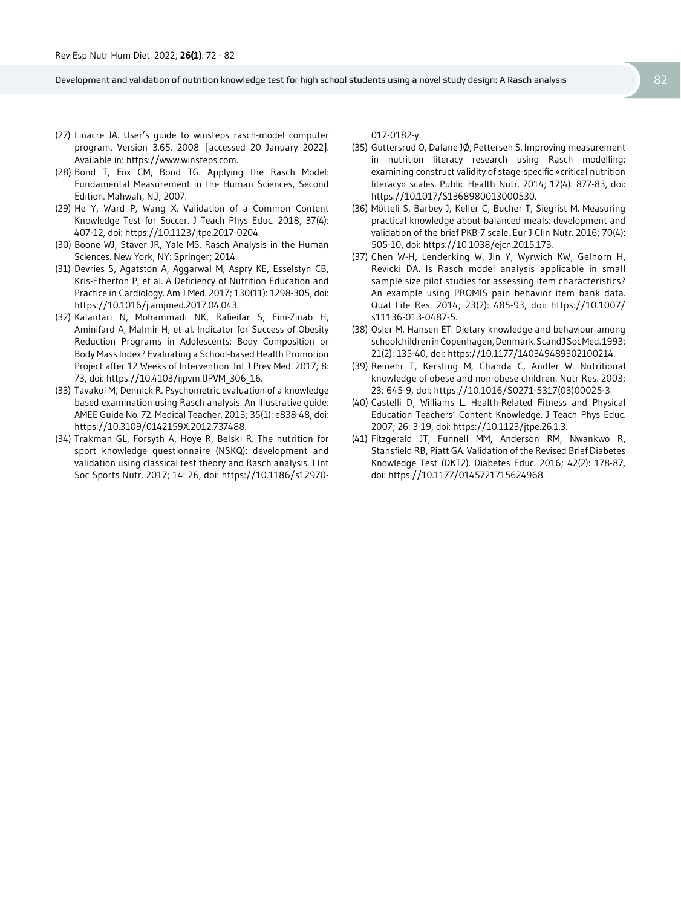(27) Linacre JA. User's guide to winsteps rasch-model computer program. Version 3.65. 2008. [accessed 20 January 2022]. Available in: https://www.winsteps.com.

(28) Bond T, Fox CM, Bond TG. Applying the Rasch Model: Fundamental Measurement in the Human Sciences, Second Edition. Mahwah, NJ; 2007.

(29) He Y, Ward P, Wang X. Validation of a Common Content Knowledge Test for Soccer. J Teach Phys Educ. 2018; 37(4): 407-12, doi: https://10.1123/jtpe.2017-0204.

(30) Boone WJ, Staver JR, Yale MS. Rasch Analysis in the Human Sciences. New York, NY: Springer; 2014.

(31) Devries S, Agatston A, Aggarwal M, Aspry KE, Esselstyn CB, Kris-Etherton P, et al. A Deficiency of Nutrition Education and Practice in Cardiology. Am J Med. 2017; 130(11): 1298-305, doi: https://10.1016/j.amjmed.2017.04.043.

(32) Kalantari N, Mohammadi NK, Rafieifar S, Eini-Zinab H, Aminifard A, Malmir H, et al. Indicator for Success of Obesity Reduction Programs in Adolescents: Body Composition or Body Mass Index? Evaluating a School-based Health Promotion Project after 12 Weeks of Intervention. Int J Prev Med. 2017; 8: 73, doi: https://10.4103/ijpvm.IJPVM_306_16.

(33) Tavakol M, Dennick R. Psychometric evaluation of a knowledge based examination using Rasch analysis: An illustrative guide: AMEE Guide No. 72. Medical Teacher. 2013; 35(1): e838-48, doi: https://10.3109/0142159X.2012.737488.

(34) Trakman GL, Forsyth A, Hoye R, Belski R. The nutrition for sport knowledge questionnaire (NSKQ): development and validation using classical test theory and Rasch analysis. J Int Soc Sports Nutr. 2017; 14: 26, doi: https://10.1186/s12970-017-0182-y.

(35) Guttersrud O, Dalane JØ, Pettersen S. Improving measurement in nutrition literacy research using Rasch modelling: examining construct validity of stage-specific «critical nutrition literacy» scales. Public Health Nutr. 2014; 17(4): 877-83, doi: https://10.1017/S1368980013000530.

(36) Mötteli S, Barbey J, Keller C, Bucher T, Siegrist M. Measuring practical knowledge about balanced meals: development and validation of the brief PKB-7 scale. Eur J Clin Nutr. 2016; 70(4): 505-10, doi: https://10.1038/ejcn.2015.173.

(37) Chen W-H, Lenderking W, Jin Y, Wyrwich KW, Gelhorn H, Revicki DA. Is Rasch model analysis applicable in small sample size pilot studies for assessing item characteristics? An example using PROMIS pain behavior item bank data. Qual Life Res. 2014; 23(2): 485-93, doi: https://10.1007/s11136-013-0487-5.

(38) Osler M, Hansen ET. Dietary knowledge and behaviour among schoolchildren in Copenhagen, Denmark. Scand J Soc Med. 1993; 21(2): 135-40, doi: https://10.1177/140349489302100214.

(39) Reinehr T, Kersting M, Chahda C, Andler W. Nutritional knowledge of obese and non-obese children. Nutr Res. 2003; 23: 645-9, doi: https://10.1016/S0271-5317(03)00025-3.

(40) Castelli D, Williams L. Health-Related Fitness and Physical Education Teachers' Content Knowledge. J Teach Phys Educ. 2007; 26: 3-19, doi: https://10.1123/jtpe.26.1.3.

(41) Fitzgerald JT, Funnell MM, Anderson RM, Nwankwo R, Stansfield RB, Piatt GA. Validation of the Revised Brief Diabetes Knowledge Test (DKT2). Diabetes Educ. 2016; 42(2): 178-87, doi: https://10.1177/0145721715624968.